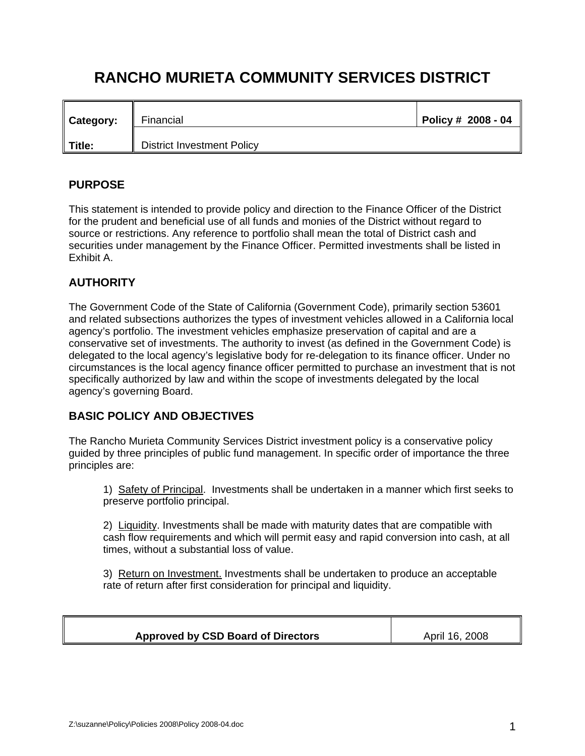# RANCHO MURIETA COMMUNITY SERVICES DISTRICT

| **Category:** | Financial | **Policy # 2008 - 04** |
|---|---|---|
| **Title:** | District Investment Policy | |

## PURPOSE

This statement is intended to provide policy and direction to the Finance Officer of the District for the prudent and beneficial use of all funds and monies of the District without regard to source or restrictions. Any reference to portfolio shall mean the total of District cash and securities under management by the Finance Officer. Permitted investments shall be listed in Exhibit A.

## AUTHORITY

The Government Code of the State of California (Government Code), primarily section 53601 and related subsections authorizes the types of investment vehicles allowed in a California local agency's portfolio. The investment vehicles emphasize preservation of capital and are a conservative set of investments. The authority to invest (as defined in the Government Code) is delegated to the local agency's legislative body for re-delegation to its finance officer. Under no circumstances is the local agency finance officer permitted to purchase an investment that is not specifically authorized by law and within the scope of investments delegated by the local agency's governing Board.

## BASIC POLICY AND OBJECTIVES

The Rancho Murieta Community Services District investment policy is a conservative policy guided by three principles of public fund management. In specific order of importance the three principles are:

1) Safety of Principal. Investments shall be undertaken in a manner which first seeks to preserve portfolio principal.

2) Liquidity. Investments shall be made with maturity dates that are compatible with cash flow requirements and which will permit easy and rapid conversion into cash, at all times, without a substantial loss of value.

3) Return on Investment. Investments shall be undertaken to produce an acceptable rate of return after first consideration for principal and liquidity.

| **Approved by CSD Board of Directors** | April 16, 2008 |
|---|---|

Z:\suzanne\Policy\Policies 2008\Policy 2008-04.doc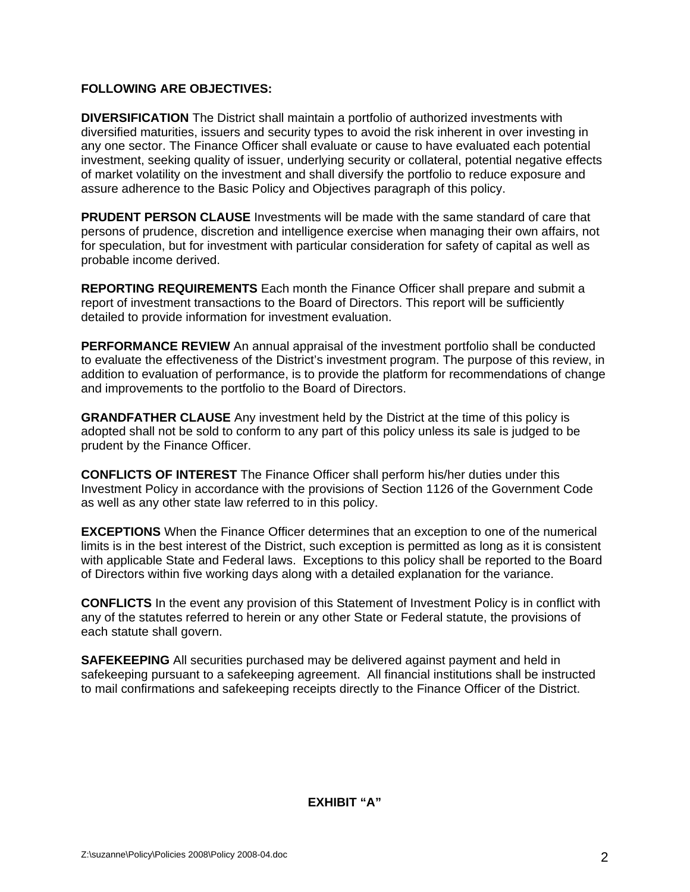**FOLLOWING ARE OBJECTIVES:**

**DIVERSIFICATION** The District shall maintain a portfolio of authorized investments with diversified maturities, issuers and security types to avoid the risk inherent in over investing in any one sector. The Finance Officer shall evaluate or cause to have evaluated each potential investment, seeking quality of issuer, underlying security or collateral, potential negative effects of market volatility on the investment and shall diversify the portfolio to reduce exposure and assure adherence to the Basic Policy and Objectives paragraph of this policy.

**PRUDENT PERSON CLAUSE** Investments will be made with the same standard of care that persons of prudence, discretion and intelligence exercise when managing their own affairs, not for speculation, but for investment with particular consideration for safety of capital as well as probable income derived.

**REPORTING REQUIREMENTS** Each month the Finance Officer shall prepare and submit a report of investment transactions to the Board of Directors. This report will be sufficiently detailed to provide information for investment evaluation.

**PERFORMANCE REVIEW** An annual appraisal of the investment portfolio shall be conducted to evaluate the effectiveness of the District's investment program. The purpose of this review, in addition to evaluation of performance, is to provide the platform for recommendations of change and improvements to the portfolio to the Board of Directors.

**GRANDFATHER CLAUSE** Any investment held by the District at the time of this policy is adopted shall not be sold to conform to any part of this policy unless its sale is judged to be prudent by the Finance Officer.

**CONFLICTS OF INTEREST** The Finance Officer shall perform his/her duties under this Investment Policy in accordance with the provisions of Section 1126 of the Government Code as well as any other state law referred to in this policy.

**EXCEPTIONS** When the Finance Officer determines that an exception to one of the numerical limits is in the best interest of the District, such exception is permitted as long as it is consistent with applicable State and Federal laws. Exceptions to this policy shall be reported to the Board of Directors within five working days along with a detailed explanation for the variance.

**CONFLICTS** In the event any provision of this Statement of Investment Policy is in conflict with any of the statutes referred to herein or any other State or Federal statute, the provisions of each statute shall govern.

**SAFEKEEPING** All securities purchased may be delivered against payment and held in safekeeping pursuant to a safekeeping agreement. All financial institutions shall be instructed to mail confirmations and safekeeping receipts directly to the Finance Officer of the District.

**EXHIBIT "A"**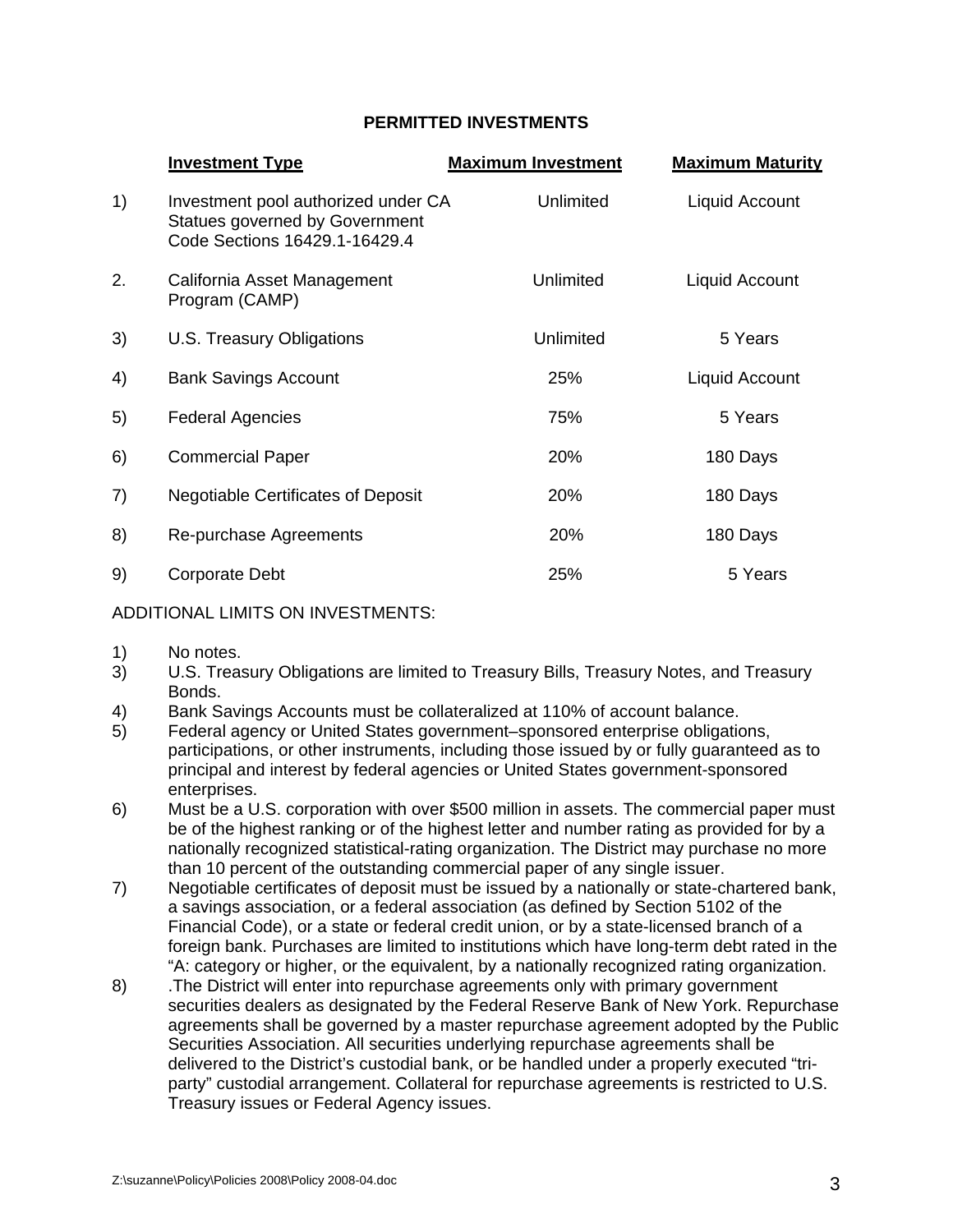## PERMITTED INVESTMENTS

| | Investment Type | Maximum Investment | Maximum Maturity |
|---|---|---|---|
| 1) | Investment pool authorized under CA Statues governed by Government Code Sections 16429.1-16429.4 | Unlimited | Liquid Account |
| 2. | California Asset Management Program (CAMP) | Unlimited | Liquid Account |
| 3) | U.S. Treasury Obligations | Unlimited | 5 Years |
| 4) | Bank Savings Account | 25% | Liquid Account |
| 5) | Federal Agencies | 75% | 5 Years |
| 6) | Commercial Paper | 20% | 180 Days |
| 7) | Negotiable Certificates of Deposit | 20% | 180 Days |
| 8) | Re-purchase Agreements | 20% | 180 Days |
| 9) | Corporate Debt | 25% | 5 Years |

ADDITIONAL LIMITS ON INVESTMENTS:

1) No notes.
3) U.S. Treasury Obligations are limited to Treasury Bills, Treasury Notes, and Treasury Bonds.
4) Bank Savings Accounts must be collateralized at 110% of account balance.
5) Federal agency or United States government–sponsored enterprise obligations, participations, or other instruments, including those issued by or fully guaranteed as to principal and interest by federal agencies or United States government-sponsored enterprises.
6) Must be a U.S. corporation with over $500 million in assets. The commercial paper must be of the highest ranking or of the highest letter and number rating as provided for by a nationally recognized statistical-rating organization. The District may purchase no more than 10 percent of the outstanding commercial paper of any single issuer.
7) Negotiable certificates of deposit must be issued by a nationally or state-chartered bank, a savings association, or a federal association (as defined by Section 5102 of the Financial Code), or a state or federal credit union, or by a state-licensed branch of a foreign bank. Purchases are limited to institutions which have long-term debt rated in the "A: category or higher, or the equivalent, by a nationally recognized rating organization.
8) .The District will enter into repurchase agreements only with primary government securities dealers as designated by the Federal Reserve Bank of New York. Repurchase agreements shall be governed by a master repurchase agreement adopted by the Public Securities Association. All securities underlying repurchase agreements shall be delivered to the District's custodial bank, or be handled under a properly executed "tri-party" custodial arrangement. Collateral for repurchase agreements is restricted to U.S. Treasury issues or Federal Agency issues.

Z:\suzanne\Policy\Policies 2008\Policy 2008-04.doc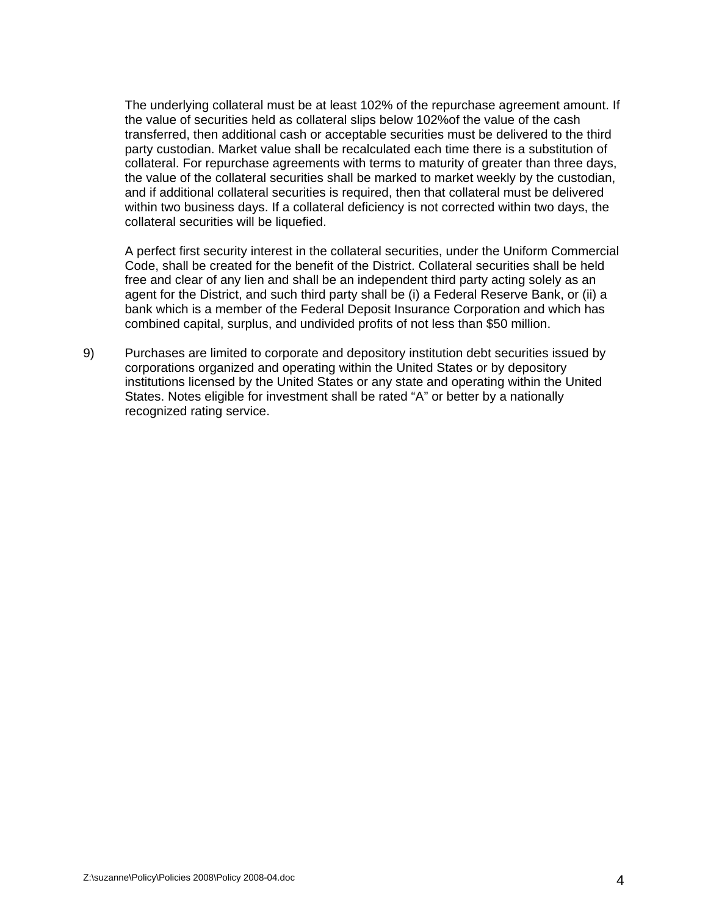The underlying collateral must be at least 102% of the repurchase agreement amount. If the value of securities held as collateral slips below 102%of the value of the cash transferred, then additional cash or acceptable securities must be delivered to the third party custodian. Market value shall be recalculated each time there is a substitution of collateral. For repurchase agreements with terms to maturity of greater than three days, the value of the collateral securities shall be marked to market weekly by the custodian, and if additional collateral securities is required, then that collateral must be delivered within two business days. If a collateral deficiency is not corrected within two days, the collateral securities will be liquefied.

A perfect first security interest in the collateral securities, under the Uniform Commercial Code, shall be created for the benefit of the District. Collateral securities shall be held free and clear of any lien and shall be an independent third party acting solely as an agent for the District, and such third party shall be (i) a Federal Reserve Bank, or (ii) a bank which is a member of the Federal Deposit Insurance Corporation and which has combined capital, surplus, and undivided profits of not less than $50 million.

9) Purchases are limited to corporate and depository institution debt securities issued by corporations organized and operating within the United States or by depository institutions licensed by the United States or any state and operating within the United States. Notes eligible for investment shall be rated "A" or better by a nationally recognized rating service.